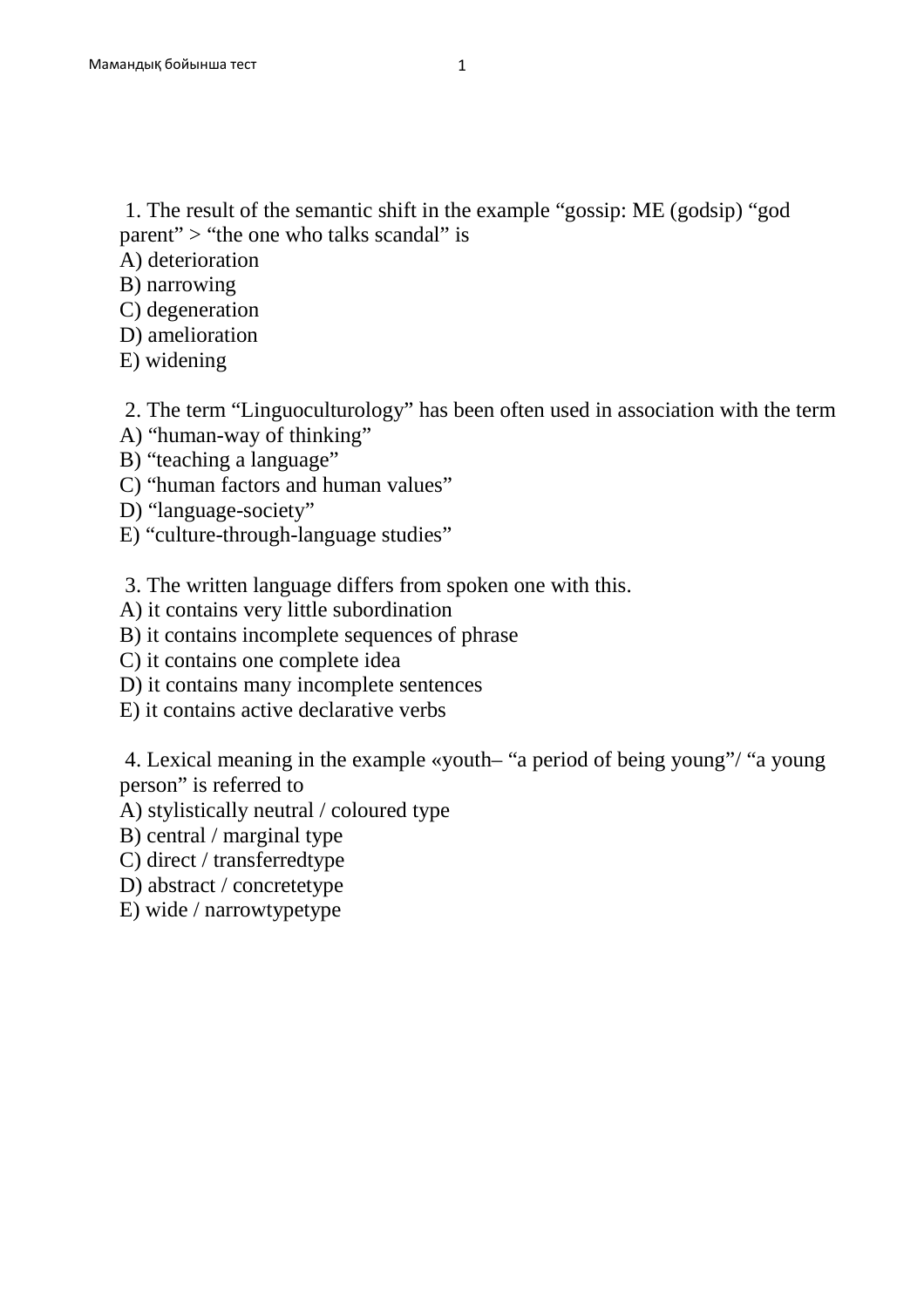1. The result of the semantic shift in the example “gossip: ME (godsip) “god parent” > “the one who talks scandal” is
A) deterioration
B) narrowing
C) degeneration
D) amelioration
E) widening

2. The term “Linguoculturology” has been often used in association with the term
A) “human-way of thinking”
B) “teaching a language”
C) “human factors and human values”
D) “language-society”
E) “culture-through-language studies”

3. The written language differs from spoken one with this.
A) it contains very little subordination
B) it contains incomplete sequences of phrase
C) it contains one complete idea
D) it contains many incomplete sentences
E) it contains active declarative verbs

4. Lexical meaning in the example «youth– “a period of being young”/ “a young person” is referred to
A) stylistically neutral / coloured type
B) central / marginal type
C) direct / transferredtype
D) abstract / concretetype
E) wide / narrowtypetype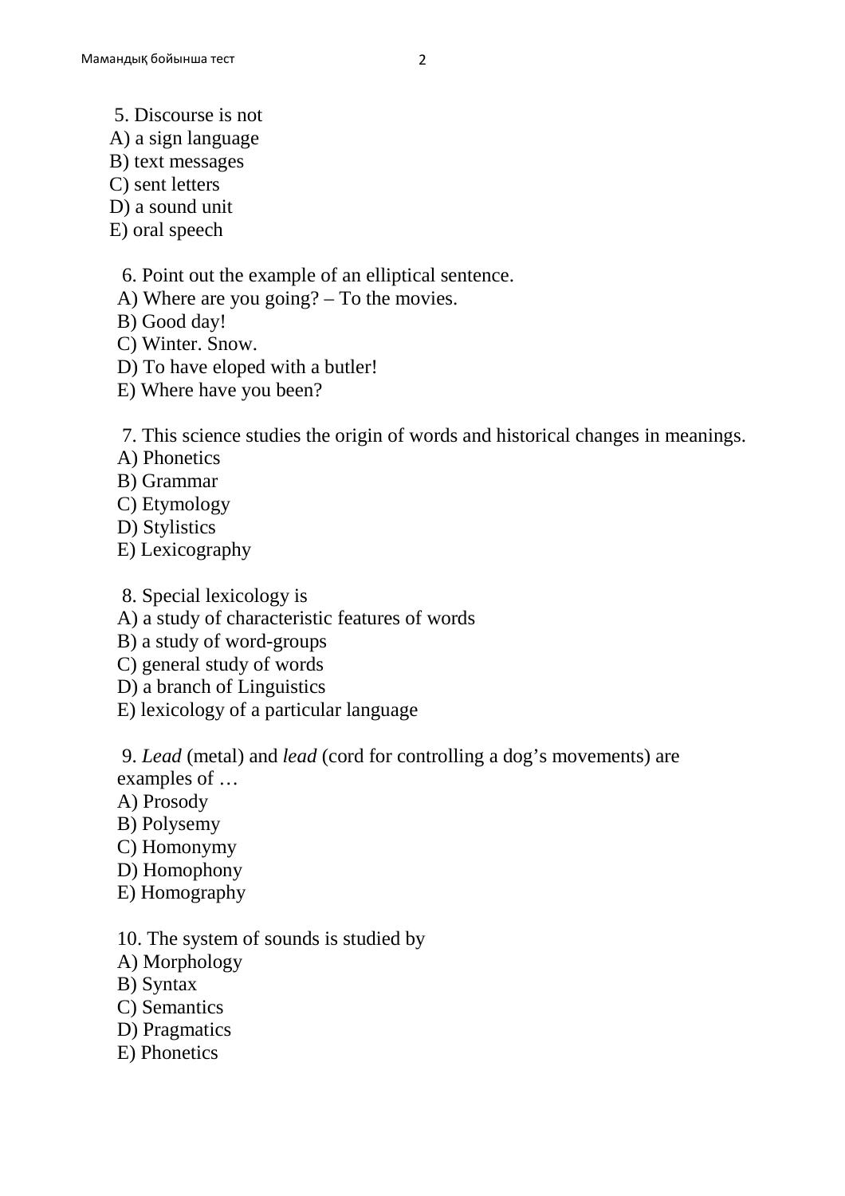5. Discourse is not
A) a sign language
B) text messages
C) sent letters
D) a sound unit
E) oral speech

6. Point out the example of an elliptical sentence.
A) Where are you going? – To the movies.
B) Good day!
C) Winter. Snow.
D) To have eloped with a butler!
E) Where have you been?

7. This science studies the origin of words and historical changes in meanings.
A) Phonetics
B) Grammar
C) Etymology
D) Stylistics
E) Lexicography

8. Special lexicology is
A) a study of characteristic features of words
B) a study of word-groups
C) general study of words
D) a branch of Linguistics
E) lexicology of a particular language

9. *Lead* (metal) and *lead* (cord for controlling a dog's movements) are examples of …
A) Prosody
B) Polysemy
C) Homonymy
D) Homophony
E) Homography

10. The system of sounds is studied by
A) Morphology
B) Syntax
C) Semantics
D) Pragmatics
E) Phonetics